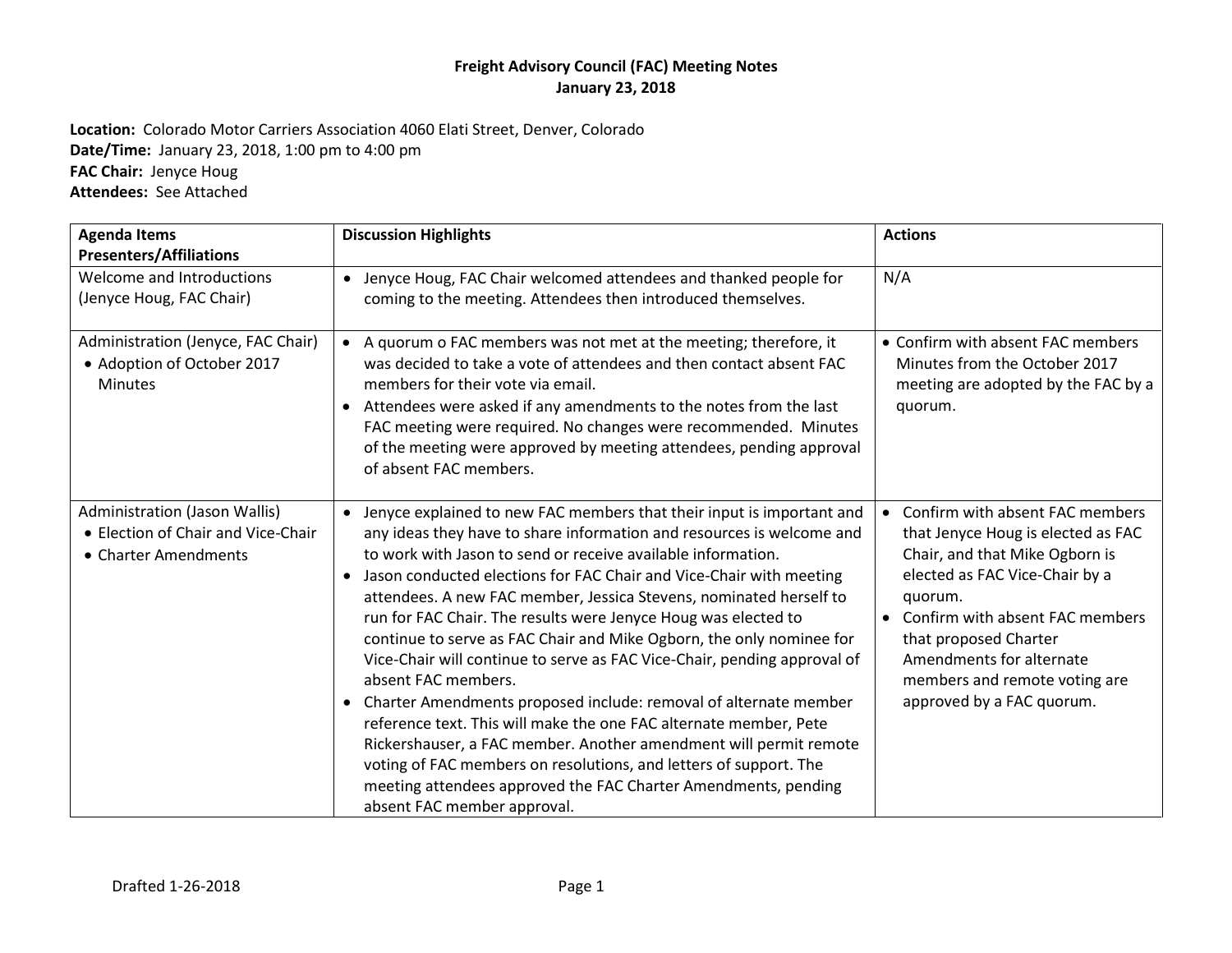# Freight Advisory Council (FAC) Meeting Notes
## January 23, 2018

**Location:** Colorado Motor Carriers Association 4060 Elati Street, Denver, Colorado
**Date/Time:** January 23, 2018, 1:00 pm to 4:00 pm
**FAC Chair:** Jenyce Houg
**Attendees:** See Attached

| Agenda Items Presenters/Affiliations | Discussion Highlights | Actions |
|---|---|---|
| Welcome and Introductions (Jenyce Houg, FAC Chair) | • Jenyce Houg, FAC Chair welcomed attendees and thanked people for coming to the meeting. Attendees then introduced themselves. | N/A |
| Administration (Jenyce, FAC Chair)<br>• Adoption of October 2017 Minutes | • A quorum o FAC members was not met at the meeting; therefore, it was decided to take a vote of attendees and then contact absent FAC members for their vote via email.<br>• Attendees were asked if any amendments to the notes from the last FAC meeting were required. No changes were recommended. Minutes of the meeting were approved by meeting attendees, pending approval of absent FAC members. | • Confirm with absent FAC members Minutes from the October 2017 meeting are adopted by the FAC by a quorum. |
| Administration (Jason Wallis)<br>• Election of Chair and Vice-Chair<br>• Charter Amendments | • Jenyce explained to new FAC members that their input is important and any ideas they have to share information and resources is welcome and to work with Jason to send or receive available information.<br>• Jason conducted elections for FAC Chair and Vice-Chair with meeting attendees. A new FAC member, Jessica Stevens, nominated herself to run for FAC Chair. The results were Jenyce Houg was elected to continue to serve as FAC Chair and Mike Ogborn, the only nominee for Vice-Chair will continue to serve as FAC Vice-Chair, pending approval of absent FAC members.<br>• Charter Amendments proposed include: removal of alternate member reference text. This will make the one FAC alternate member, Pete Rickershauser, a FAC member. Another amendment will permit remote voting of FAC members on resolutions, and letters of support. The meeting attendees approved the FAC Charter Amendments, pending absent FAC member approval. | • Confirm with absent FAC members that Jenyce Houg is elected as FAC Chair, and that Mike Ogborn is elected as FAC Vice-Chair by a quorum.<br>• Confirm with absent FAC members that proposed Charter Amendments for alternate members and remote voting are approved by a FAC quorum. |

Drafted 1-26-2018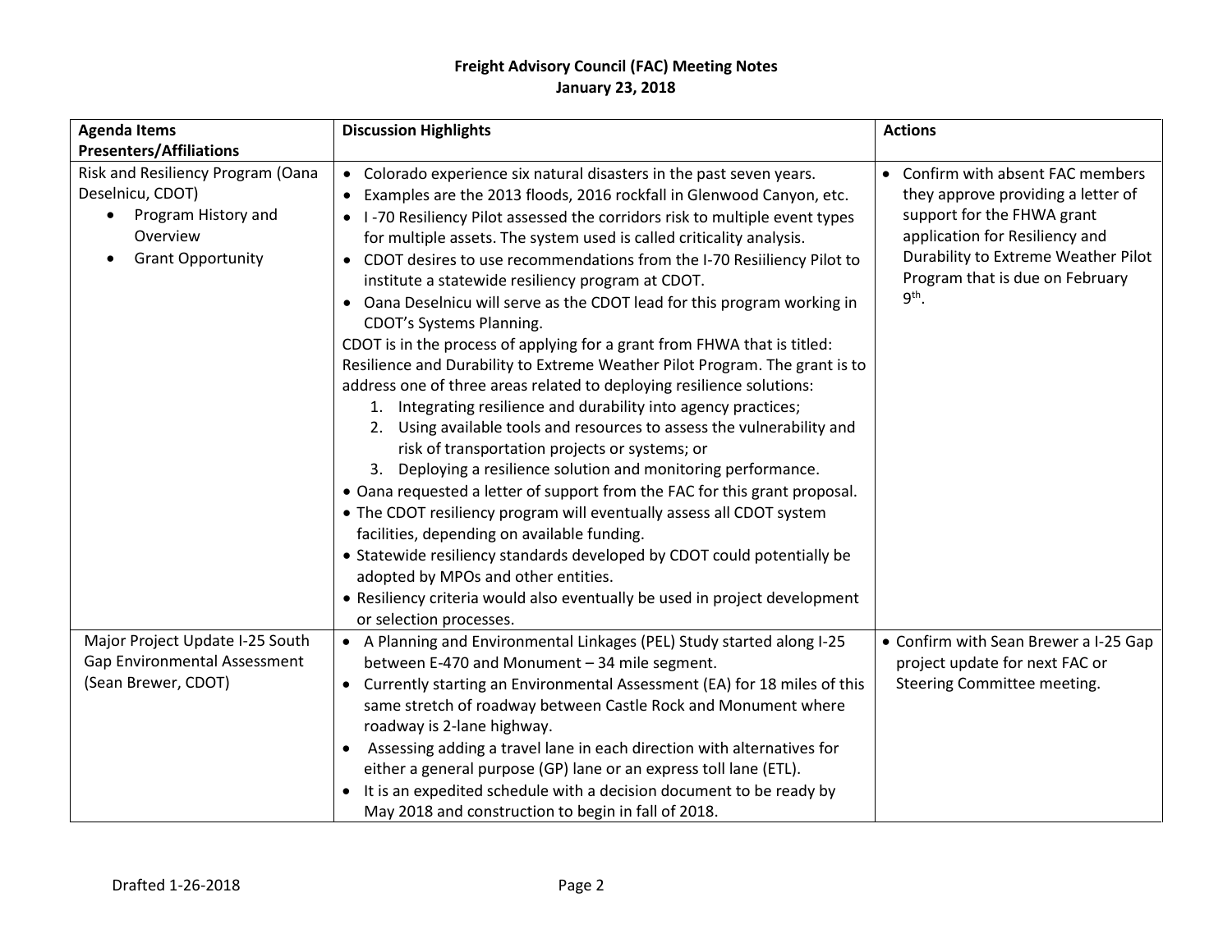**Freight Advisory Council (FAC) Meeting Notes**
**January 23, 2018**

| Agenda Items<br>Presenters/Affiliations | Discussion Highlights | Actions |
|---|---|---|
| Risk and Resiliency Program (Oana Deselnicu, CDOT)<br>• Program History and Overview<br>• Grant Opportunity | • Colorado experience six natural disasters in the past seven years.<br>• Examples are the 2013 floods, 2016 rockfall in Glenwood Canyon, etc.<br>• I -70 Resiliency Pilot assessed the corridors risk to multiple event types for multiple assets. The system used is called criticality analysis.<br>• CDOT desires to use recommendations from the I-70 Resiiliency Pilot to institute a statewide resiliency program at CDOT.<br>• Oana Deselnicu will serve as the CDOT lead for this program working in CDOT's Systems Planning.<br>CDOT is in the process of applying for a grant from FHWA that is titled: Resilience and Durability to Extreme Weather Pilot Program. The grant is to address one of three areas related to deploying resilience solutions:<br>1. Integrating resilience and durability into agency practices;<br>2. Using available tools and resources to assess the vulnerability and risk of transportation projects or systems; or<br>3. Deploying a resilience solution and monitoring performance.<br>• Oana requested a letter of support from the FAC for this grant proposal.<br>• The CDOT resiliency program will eventually assess all CDOT system facilities, depending on available funding.<br>• Statewide resiliency standards developed by CDOT could potentially be adopted by MPOs and other entities.<br>• Resiliency criteria would also eventually be used in project development or selection processes. | • Confirm with absent FAC members they approve providing a letter of support for the FHWA grant application for Resiliency and Durability to Extreme Weather Pilot Program that is due on February 9th. |
| Major Project Update I-25 South Gap Environmental Assessment (Sean Brewer, CDOT) | • A Planning and Environmental Linkages (PEL) Study started along I-25 between E-470 and Monument – 34 mile segment.<br>• Currently starting an Environmental Assessment (EA) for 18 miles of this same stretch of roadway between Castle Rock and Monument where roadway is 2-lane highway.<br>• Assessing adding a travel lane in each direction with alternatives for either a general purpose (GP) lane or an express toll lane (ETL).<br>• It is an expedited schedule with a decision document to be ready by May 2018 and construction to begin in fall of 2018. | • Confirm with Sean Brewer a I-25 Gap project update for next FAC or Steering Committee meeting. |

Drafted 1-26-2018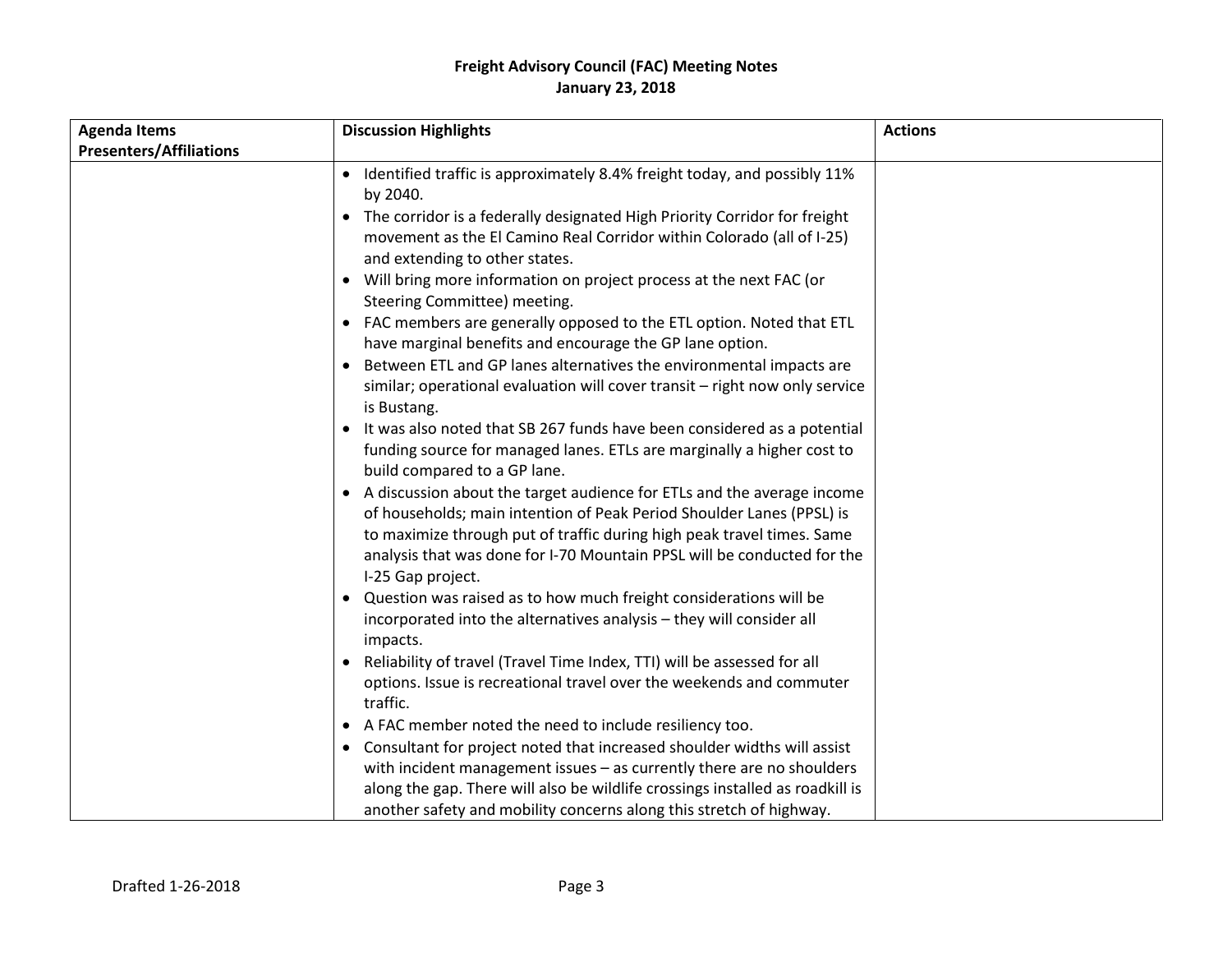# Freight Advisory Council (FAC) Meeting Notes
## January 23, 2018

| Agenda Items<br>Presenters/Affiliations | Discussion Highlights | Actions |
|---|---|---|
| | • Identified traffic is approximately 8.4% freight today, and possibly 11% by 2040.<br>• The corridor is a federally designated High Priority Corridor for freight movement as the El Camino Real Corridor within Colorado (all of I-25) and extending to other states.<br>• Will bring more information on project process at the next FAC (or Steering Committee) meeting.<br>• FAC members are generally opposed to the ETL option. Noted that ETL have marginal benefits and encourage the GP lane option.<br>• Between ETL and GP lanes alternatives the environmental impacts are similar; operational evaluation will cover transit – right now only service is Bustang.<br>• It was also noted that SB 267 funds have been considered as a potential funding source for managed lanes. ETLs are marginally a higher cost to build compared to a GP lane.<br>• A discussion about the target audience for ETLs and the average income of households; main intention of Peak Period Shoulder Lanes (PPSL) is to maximize through put of traffic during high peak travel times. Same analysis that was done for I-70 Mountain PPSL will be conducted for the I-25 Gap project.<br>• Question was raised as to how much freight considerations will be incorporated into the alternatives analysis – they will consider all impacts.<br>• Reliability of travel (Travel Time Index, TTI) will be assessed for all options. Issue is recreational travel over the weekends and commuter traffic.<br>• A FAC member noted the need to include resiliency too.<br>• Consultant for project noted that increased shoulder widths will assist with incident management issues – as currently there are no shoulders along the gap. There will also be wildlife crossings installed as roadkill is another safety and mobility concerns along this stretch of highway. | |

Drafted 1-26-2018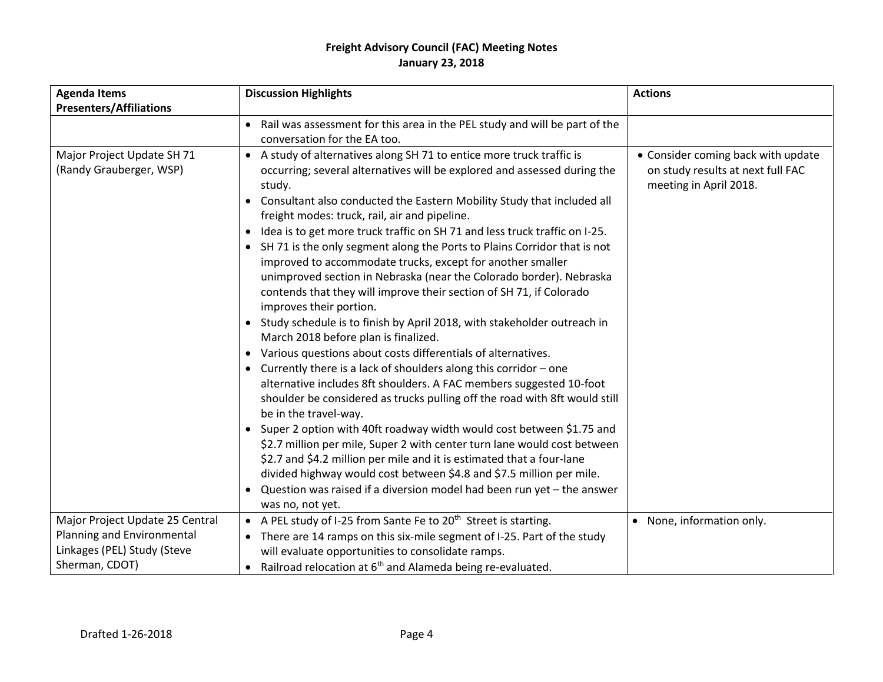**Freight Advisory Council (FAC) Meeting Notes**
**January 23, 2018**

| Agenda Items<br>Presenters/Affiliations | Discussion Highlights | Actions |
|---|---|---|
| | • Rail was assessment for this area in the PEL study and will be part of the conversation for the EA too. | |
| Major Project Update SH 71 (Randy Grauberger, WSP) | • A study of alternatives along SH 71 to entice more truck traffic is occurring; several alternatives will be explored and assessed during the study.<br>• Consultant also conducted the Eastern Mobility Study that included all freight modes: truck, rail, air and pipeline.<br>• Idea is to get more truck traffic on SH 71 and less truck traffic on I-25.<br>• SH 71 is the only segment along the Ports to Plains Corridor that is not improved to accommodate trucks, except for another smaller unimproved section in Nebraska (near the Colorado border). Nebraska contends that they will improve their section of SH 71, if Colorado improves their portion.<br>• Study schedule is to finish by April 2018, with stakeholder outreach in March 2018 before plan is finalized.<br>• Various questions about costs differentials of alternatives.<br>• Currently there is a lack of shoulders along this corridor – one alternative includes 8ft shoulders. A FAC members suggested 10-foot shoulder be considered as trucks pulling off the road with 8ft would still be in the travel-way.<br>• Super 2 option with 40ft roadway width would cost between $1.75 and $2.7 million per mile, Super 2 with center turn lane would cost between $2.7 and $4.2 million per mile and it is estimated that a four-lane divided highway would cost between $4.8 and $7.5 million per mile.<br>• Question was raised if a diversion model had been run yet – the answer was no, not yet. | • Consider coming back with update on study results at next full FAC meeting in April 2018. |
| Major Project Update 25 Central Planning and Environmental Linkages (PEL) Study (Steve Sherman, CDOT) | • A PEL study of I-25 from Sante Fe to 20th Street is starting.<br>• There are 14 ramps on this six-mile segment of I-25. Part of the study will evaluate opportunities to consolidate ramps.<br>• Railroad relocation at 6th and Alameda being re-evaluated. | • None, information only. |

Drafted 1-26-2018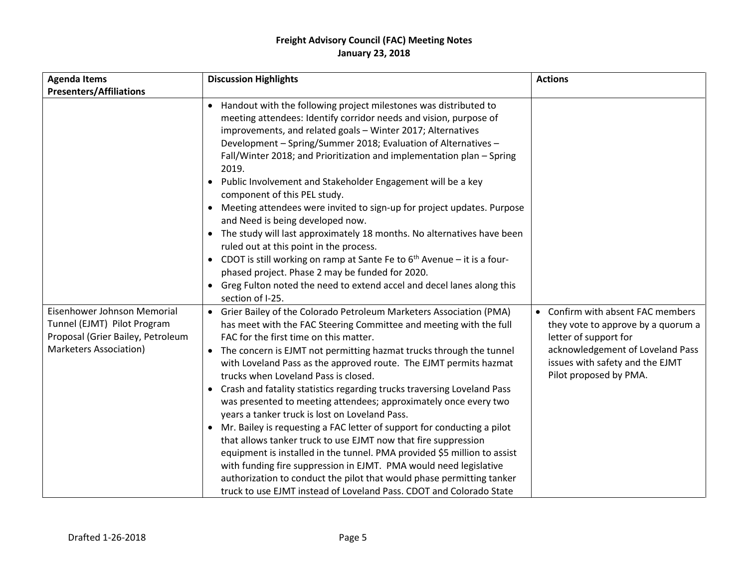**Freight Advisory Council (FAC) Meeting Notes**
**January 23, 2018**

| Agenda Items Presenters/Affiliations | Discussion Highlights | Actions |
|---|---|---|
| | • Handout with the following project milestones was distributed to meeting attendees: Identify corridor needs and vision, purpose of improvements, and related goals – Winter 2017; Alternatives Development – Spring/Summer 2018; Evaluation of Alternatives – Fall/Winter 2018; and Prioritization and implementation plan – Spring 2019.<br>• Public Involvement and Stakeholder Engagement will be a key component of this PEL study.<br>• Meeting attendees were invited to sign-up for project updates. Purpose and Need is being developed now.<br>• The study will last approximately 18 months. No alternatives have been ruled out at this point in the process.<br>• CDOT is still working on ramp at Sante Fe to 6th Avenue – it is a four-phased project. Phase 2 may be funded for 2020.<br>• Greg Fulton noted the need to extend accel and decel lanes along this section of I-25. | |
| Eisenhower Johnson Memorial Tunnel (EJMT) Pilot Program Proposal (Grier Bailey, Petroleum Marketers Association) | • Grier Bailey of the Colorado Petroleum Marketers Association (PMA) has meet with the FAC Steering Committee and meeting with the full FAC for the first time on this matter.<br>• The concern is EJMT not permitting hazmat trucks through the tunnel with Loveland Pass as the approved route. The EJMT permits hazmat trucks when Loveland Pass is closed.<br>• Crash and fatality statistics regarding trucks traversing Loveland Pass was presented to meeting attendees; approximately once every two years a tanker truck is lost on Loveland Pass.<br>• Mr. Bailey is requesting a FAC letter of support for conducting a pilot that allows tanker truck to use EJMT now that fire suppression equipment is installed in the tunnel. PMA provided $5 million to assist with funding fire suppression in EJMT. PMA would need legislative authorization to conduct the pilot that would phase permitting tanker truck to use EJMT instead of Loveland Pass. CDOT and Colorado State | • Confirm with absent FAC members they vote to approve by a quorum a letter of support for acknowledgement of Loveland Pass issues with safety and the EJMT Pilot proposed by PMA. |

Drafted 1-26-2018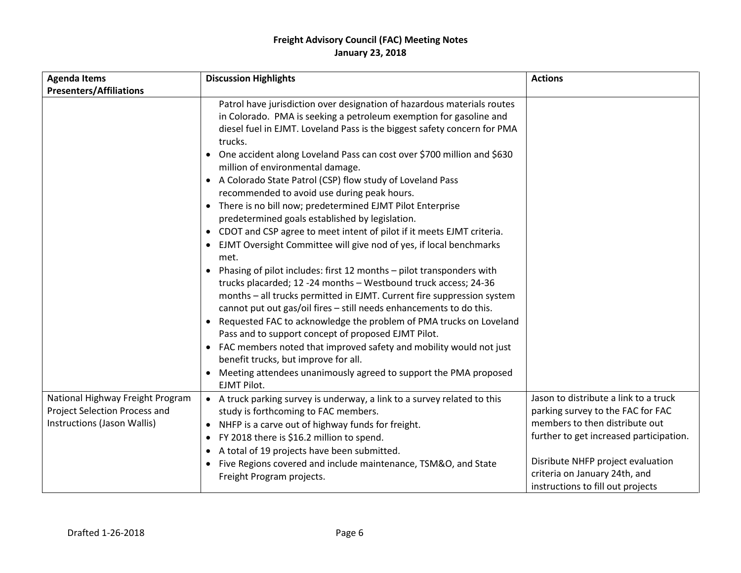# Freight Advisory Council (FAC) Meeting Notes
## January 23, 2018

| Agenda Items Presenters/Affiliations | Discussion Highlights | Actions |
|---|---|---|
| | Patrol have jurisdiction over designation of hazardous materials routes in Colorado. PMA is seeking a petroleum exemption for gasoline and diesel fuel in EJMT. Loveland Pass is the biggest safety concern for PMA trucks.<br>• One accident along Loveland Pass can cost over $700 million and $630 million of environmental damage.<br>• A Colorado State Patrol (CSP) flow study of Loveland Pass recommended to avoid use during peak hours.<br>• There is no bill now; predetermined EJMT Pilot Enterprise predetermined goals established by legislation.<br>• CDOT and CSP agree to meet intent of pilot if it meets EJMT criteria.<br>• EJMT Oversight Committee will give nod of yes, if local benchmarks met.<br>• Phasing of pilot includes: first 12 months – pilot transponders with trucks placarded; 12 -24 months – Westbound truck access; 24-36 months – all trucks permitted in EJMT. Current fire suppression system cannot put out gas/oil fires – still needs enhancements to do this.<br>• Requested FAC to acknowledge the problem of PMA trucks on Loveland Pass and to support concept of proposed EJMT Pilot.<br>• FAC members noted that improved safety and mobility would not just benefit trucks, but improve for all.<br>• Meeting attendees unanimously agreed to support the PMA proposed EJMT Pilot. | |
| National Highway Freight Program Project Selection Process and Instructions (Jason Wallis) | • A truck parking survey is underway, a link to a survey related to this study is forthcoming to FAC members.<br>• NHFP is a carve out of highway funds for freight.<br>• FY 2018 there is $16.2 million to spend.<br>• A total of 19 projects have been submitted.<br>• Five Regions covered and include maintenance, TSM&O, and State Freight Program projects. | Jason to distribute a link to a truck parking survey to the FAC for FAC members to then distribute out further to get increased participation.<br><br>Disribute NHFP project evaluation criteria on January 24th, and instructions to fill out projects |

Drafted 1-26-2018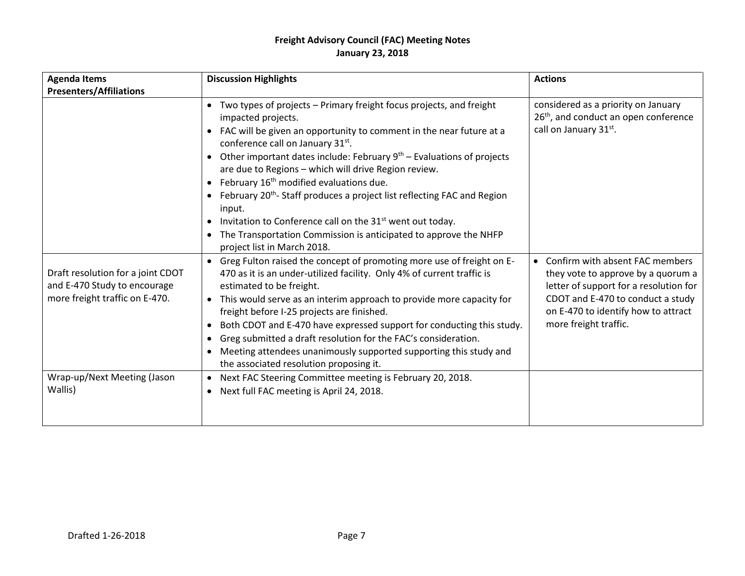**Freight Advisory Council (FAC) Meeting Notes**
**January 23, 2018**

| Agenda Items Presenters/Affiliations | Discussion Highlights | Actions |
|---|---|---|
| | • Two types of projects – Primary freight focus projects, and freight impacted projects.<br>• FAC will be given an opportunity to comment in the near future at a conference call on January 31st.<br>• Other important dates include: February 9th – Evaluations of projects are due to Regions – which will drive Region review.<br>• February 16th modified evaluations due.<br>• February 20th- Staff produces a project list reflecting FAC and Region input.<br>• Invitation to Conference call on the 31st went out today.<br>• The Transportation Commission is anticipated to approve the NHFP project list in March 2018. | considered as a priority on January 26th, and conduct an open conference call on January 31st. |
| Draft resolution for a joint CDOT and E-470 Study to encourage more freight traffic on E-470. | • Greg Fulton raised the concept of promoting more use of freight on E-470 as it is an under-utilized facility. Only 4% of current traffic is estimated to be freight.<br>• This would serve as an interim approach to provide more capacity for freight before I-25 projects are finished.<br>• Both CDOT and E-470 have expressed support for conducting this study.<br>• Greg submitted a draft resolution for the FAC's consideration.<br>• Meeting attendees unanimously supported supporting this study and the associated resolution proposing it. | • Confirm with absent FAC members they vote to approve by a quorum a letter of support for a resolution for CDOT and E-470 to conduct a study on E-470 to identify how to attract more freight traffic. |
| Wrap-up/Next Meeting (Jason Wallis) | • Next FAC Steering Committee meeting is February 20, 2018.<br>• Next full FAC meeting is April 24, 2018. | |

Drafted 1-26-2018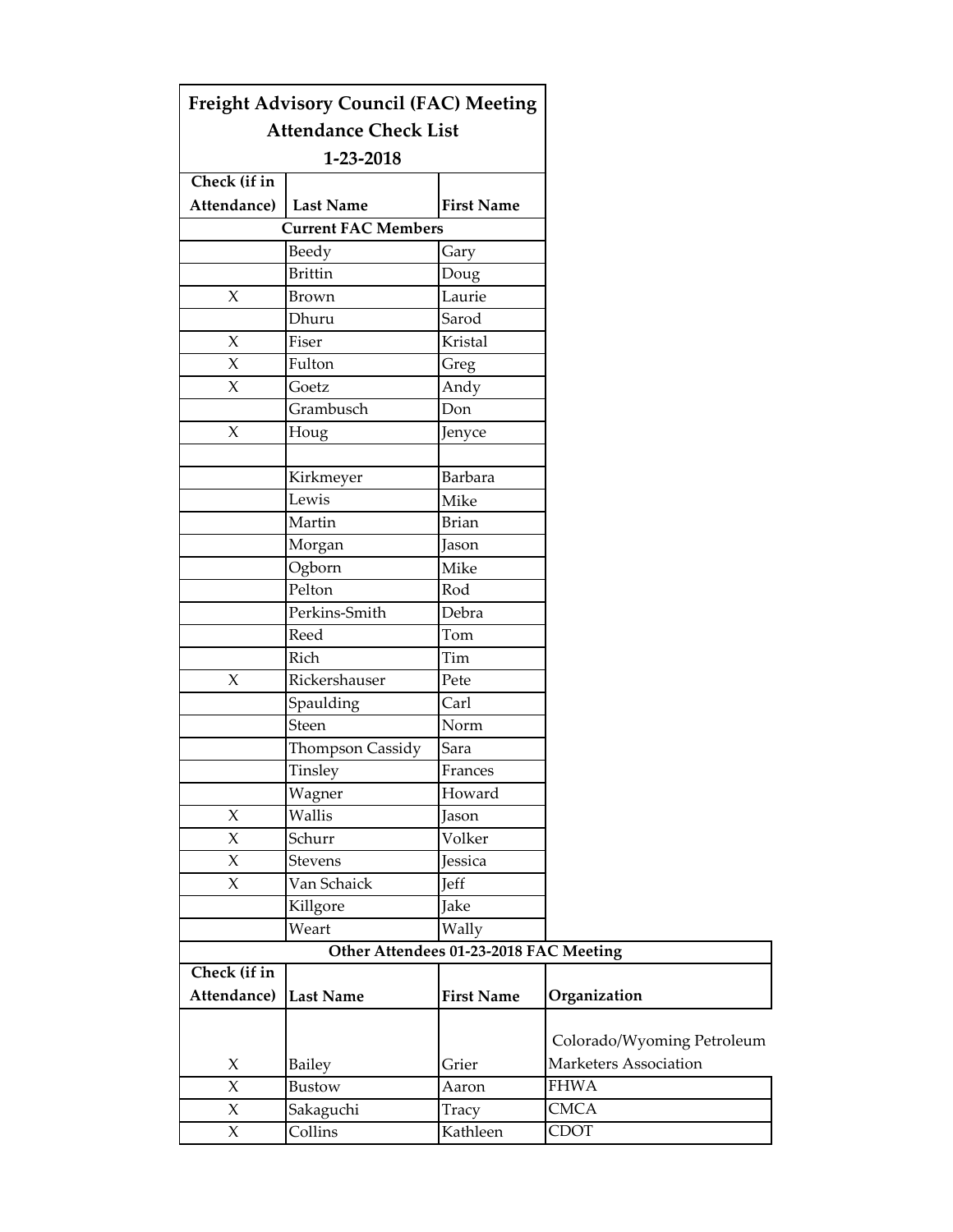# Freight Advisory Council (FAC) Meeting
## Attendance Check List
### 1-23-2018

| Check (if in Attendance) | Last Name | First Name |
| --- | --- | --- |
| **Current FAC Members** | | |
| | Beedy | Gary |
| | Brittin | Doug |
| X | Brown | Laurie |
| | Dhuru | Sarod |
| X | Fiser | Kristal |
| X | Fulton | Greg |
| X | Goetz | Andy |
| | Grambusch | Don |
| X | Houg | Jenyce |
| | | |
| | Kirkmeyer | Barbara |
| | Lewis | Mike |
| | Martin | Brian |
| | Morgan | Jason |
| | Ogborn | Mike |
| | Pelton | Rod |
| | Perkins-Smith | Debra |
| | Reed | Tom |
| | Rich | Tim |
| X | Rickershauser | Pete |
| | Spaulding | Carl |
| | Steen | Norm |
| | Thompson Cassidy | Sara |
| | Tinsley | Frances |
| | Wagner | Howard |
| X | Wallis | Jason |
| X | Schurr | Volker |
| X | Stevens | Jessica |
| X | Van Schaick | Jeff |
| | Killgore | Jake |
| | Weart | Wally |

**Other Attendees 01-23-2018 FAC Meeting**

| Check (if in Attendance) | Last Name | First Name | Organization |
| --- | --- | --- | --- |
| X | Bailey | Grier | Colorado/Wyoming Petroleum Marketers Association |
| X | Bustow | Aaron | FHWA |
| X | Sakaguchi | Tracy | CMCA |
| X | Collins | Kathleen | CDOT |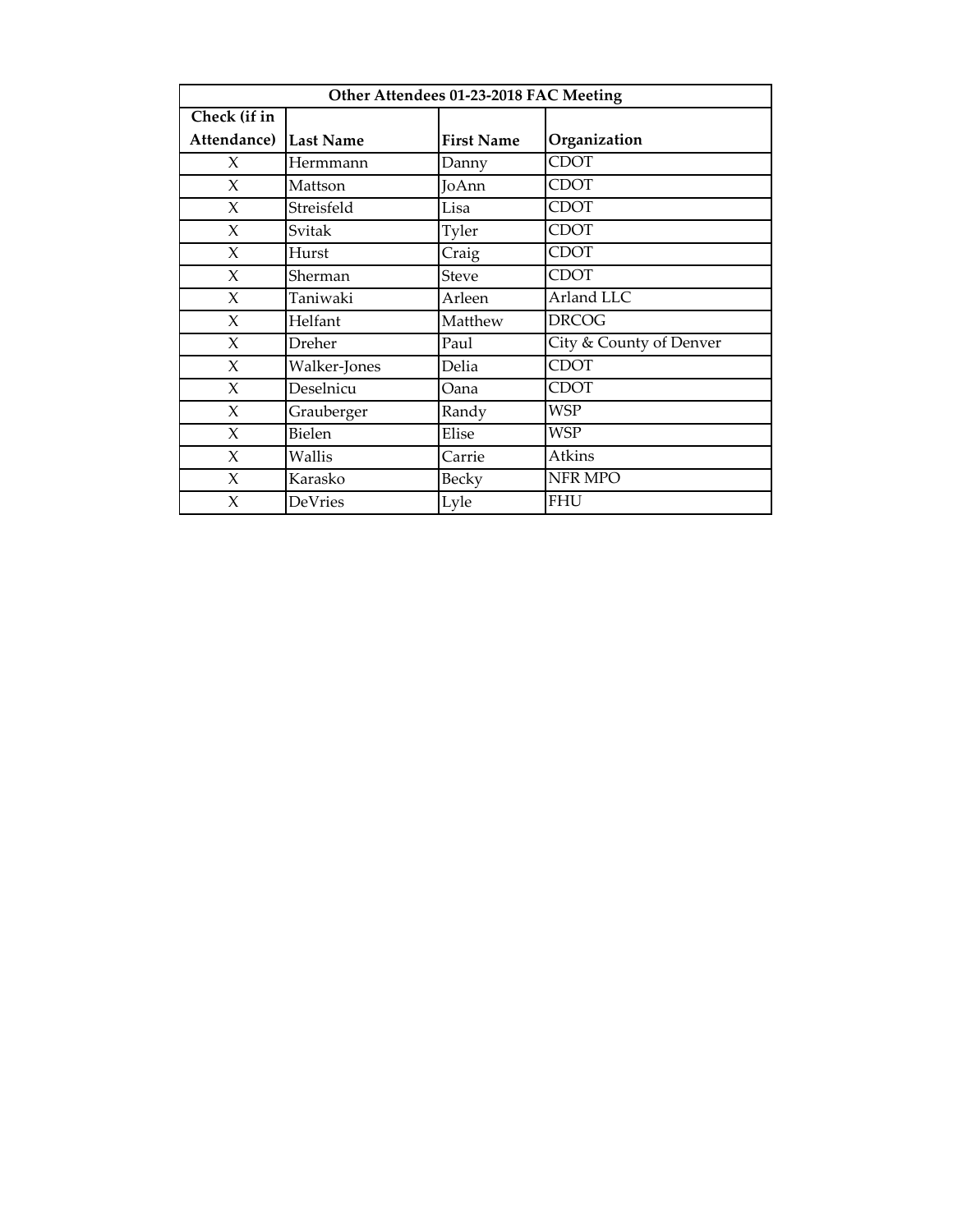| Other Attendees 01-23-2018 FAC Meeting | | | |
|---|---|---|---|
| **Check (if in Attendance)** | **Last Name** | **First Name** | **Organization** |
| X | Hermmann | Danny | CDOT |
| X | Mattson | JoAnn | CDOT |
| X | Streisfeld | Lisa | CDOT |
| X | Svitak | Tyler | CDOT |
| X | Hurst | Craig | CDOT |
| X | Sherman | Steve | CDOT |
| X | Taniwaki | Arleen | Arland LLC |
| X | Helfant | Matthew | DRCOG |
| X | Dreher | Paul | City & County of Denver |
| X | Walker-Jones | Delia | CDOT |
| X | Deselnicu | Oana | CDOT |
| X | Grauberger | Randy | WSP |
| X | Bielen | Elise | WSP |
| X | Wallis | Carrie | Atkins |
| X | Karasko | Becky | NFR MPO |
| X | DeVries | Lyle | FHU |